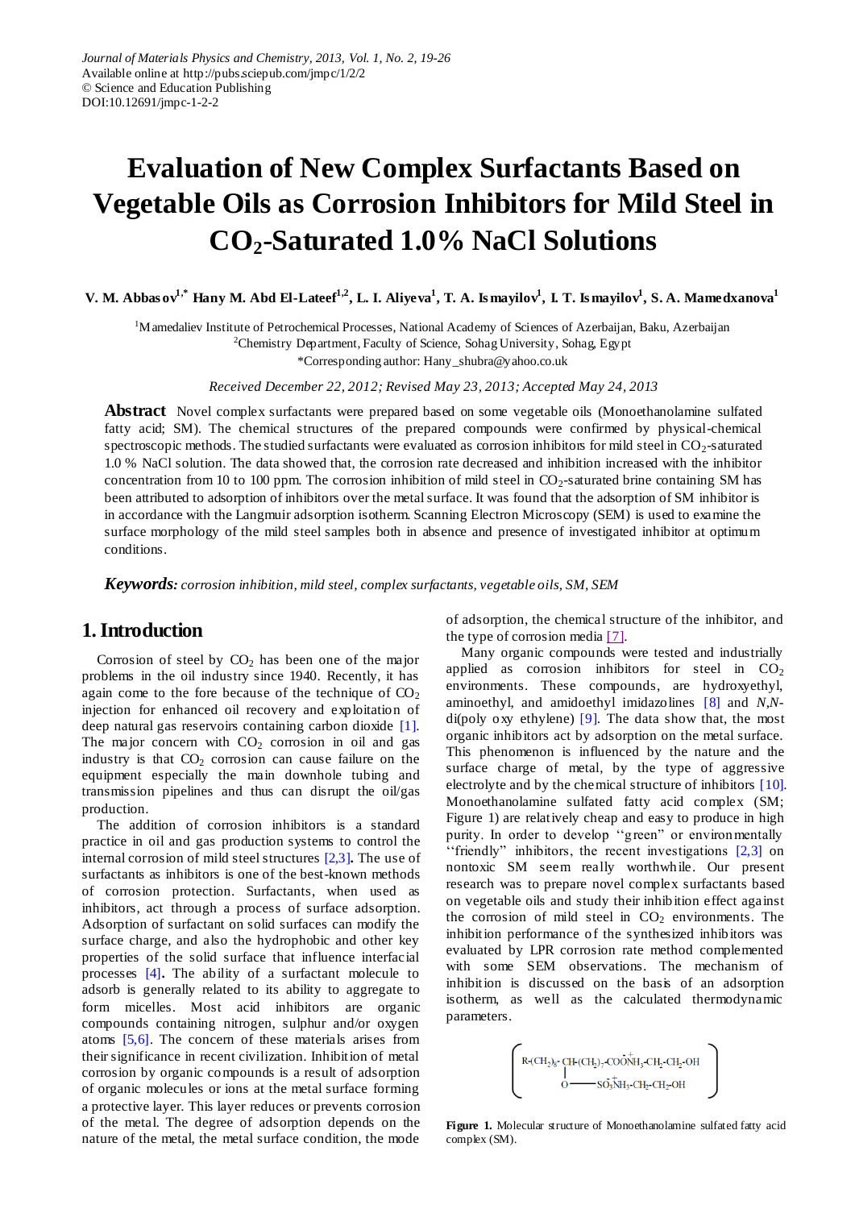Journal of Materials Physics and Chemistry, 2013, Vol. 1, No. 2, 19-26
Available online at http://pubs.sciepub.com/jmpc/1/2/2
© Science and Education Publishing
DOI:10.12691/jmpc-1-2-2

# Evaluation of New Complex Surfactants Based on Vegetable Oils as Corrosion Inhibitors for Mild Steel in $CO_2$-Saturated 1.0% NaCl Solutions

**V. M. Abbasov[1,*] Hany M. Abd El-Lateef[1,2], L. I. Aliyeva[1], T. A. Ismayilov[1], I. T. Ismayilov[1], S. A. Mamedxanova[1]**

[1]Mamedaliev Institute of Petrochemical Processes, National Academy of Sciences of Azerbaijan, Baku, Azerbaijan
[2]Chemistry Department, Faculty of Science, Sohag University, Sohag, Egypt
*Corresponding author: Hany_shubra@yahoo.co.uk

*Received December 22, 2012; Revised May 23, 2013; Accepted May 24, 2013*

**Abstract** Novel complex surfactants were prepared based on some vegetable oils (Monoethanolamine sulfated fatty acid; SM). The chemical structures of the prepared compounds were confirmed by physical-chemical spectroscopic methods. The studied surfactants were evaluated as corrosion inhibitors for mild steel in $CO_2$-saturated 1.0 % NaCl solution. The data showed that, the corrosion rate decreased and inhibition increased with the inhibitor concentration from 10 to 100 ppm. The corrosion inhibition of mild steel in $CO_2$-saturated brine containing SM has been attributed to adsorption of inhibitors over the metal surface. It was found that the adsorption of SM inhibitor is in accordance with the Langmuir adsorption isotherm. Scanning Electron Microscopy (SEM) is used to examine the surface morphology of the mild steel samples both in absence and presence of investigated inhibitor at optimum conditions.

***Keywords:*** *corrosion inhibition, mild steel, complex surfactants, vegetable oils, SM, SEM*

## 1. Introduction

Corrosion of steel by $CO_2$ has been one of the major problems in the oil industry since 1940. Recently, it has again come to the fore because of the technique of $CO_2$ injection for enhanced oil recovery and exploitation of deep natural gas reservoirs containing carbon dioxide [1]. The major concern with $CO_2$ corrosion in oil and gas industry is that $CO_2$ corrosion can cause failure on the equipment especially the main downhole tubing and transmission pipelines and thus can disrupt the oil/gas production.

The addition of corrosion inhibitors is a standard practice in oil and gas production systems to control the internal corrosion of mild steel structures [2,3]. The use of surfactants as inhibitors is one of the best-known methods of corrosion protection. Surfactants, when used as inhibitors, act through a process of surface adsorption. Adsorption of surfactant on solid surfaces can modify the surface charge, and also the hydrophobic and other key properties of the solid surface that influence interfacial processes [4]. The ability of a surfactant molecule to adsorb is generally related to its ability to aggregate to form micelles. Most acid inhibitors are organic compounds containing nitrogen, sulphur and/or oxygen atoms [5,6]. The concern of these materials arises from their significance in recent civilization. Inhibition of metal corrosion by organic compounds is a result of adsorption of organic molecules or ions at the metal surface forming a protective layer. This layer reduces or prevents corrosion of the metal. The degree of adsorption depends on the nature of the metal, the metal surface condition, the mode of adsorption, the chemical structure of the inhibitor, and the type of corrosion media [7].

Many organic compounds were tested and industrially applied as corrosion inhibitors for steel in $CO_2$ environments. These compounds, are hydroxyethyl, aminoethyl, and amidoethyl imidazolines [8] and *N,N*-di(poly oxy ethylene) [9]. The data show that, the most organic inhibitors act by adsorption on the metal surface. This phenomenon is influenced by the nature and the surface charge of metal, by the type of aggressive electrolyte and by the chemical structure of inhibitors [10]. Monoethanolamine sulfated fatty acid complex (SM; Figure 1) are relatively cheap and easy to produce in high purity. In order to develop ''green'' or environmentally ''friendly'' inhibitors, the recent investigations [2,3] on nontoxic SM seem really worthwhile. Our present research was to prepare novel complex surfactants based on vegetable oils and study their inhibition effect against the corrosion of mild steel in $CO_2$ environments. The inhibition performance of the synthesized inhibitors was evaluated by LPR corrosion rate method complemented with some SEM observations. The mechanism of inhibition is discussed on the basis of an adsorption isotherm, as well as the calculated thermodynamic parameters.

$$\left( \begin{array}{l} R\text{-}(CH_2)_8\text{-}CH\text{-}(CH_2)_7\text{-}CO\bar{O}\overset{+}{N}H_3\text{-}CH_2\text{-}CH_2\text{-}OH \\ \qquad\qquad\quad | \\ \qquad\qquad\quad O\text{———}S\bar{O}_3\overset{+}{N}H_3\text{-}CH_2\text{-}CH_2\text{-}OH \end{array} \right)$$

**Figure 1.** Molecular structure of Monoethanolamine sulfated fatty acid complex (SM).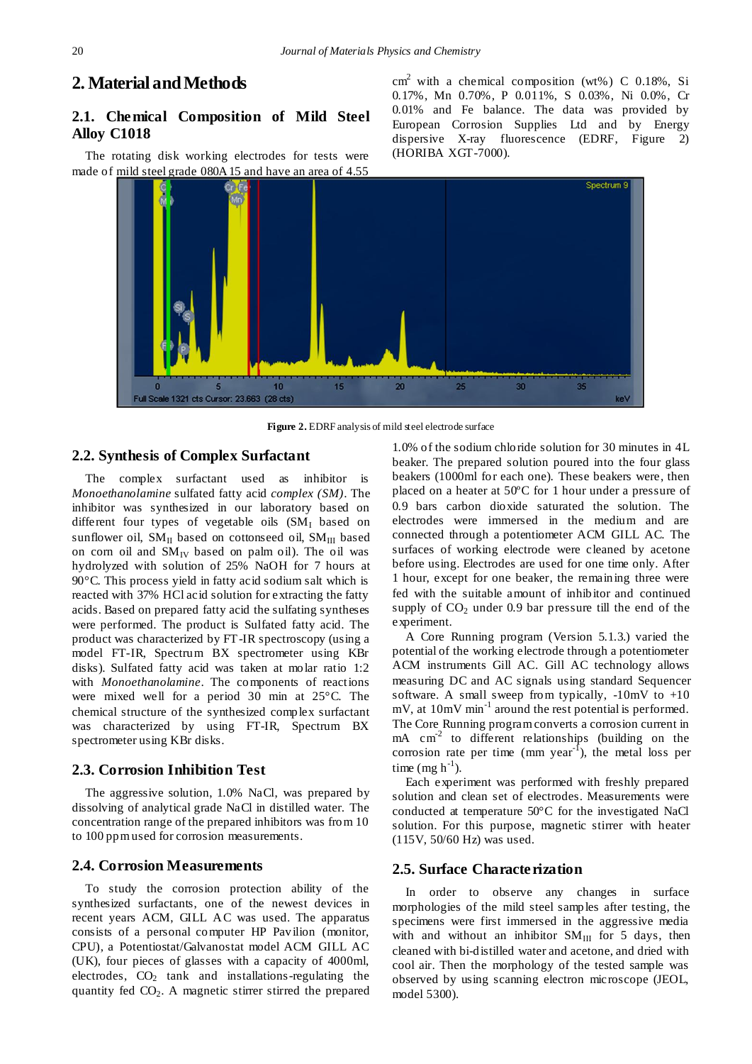## 2. Material and Methods

### 2.1. Chemical Composition of Mild Steel Alloy C1018

The rotating disk working electrodes for tests were made of mild steel grade 080A15 and have an area of 4.55 $cm^2$ with a chemical composition (wt%) C 0.18%, Si 0.17%, Mn 0.70%, P 0.011%, S 0.03%, Ni 0.0%, Cr 0.01% and Fe balance. The data was provided by European Corrosion Supplies Ltd and by Energy dispersive X-ray fluorescence (EDRF, Figure 2) (HORIBA XGT-7000).

**Figure 2.** EDRF analysis of mild steel electrode surface

### 2.2. Synthesis of Complex Surfactant

The complex surfactant used as inhibitor is *Monoethanolamine* sulfated fatty acid *complex (SM)*. The inhibitor was synthesized in our laboratory based on different four types of vegetable oils ($SM_I$ based on sunflower oil, $SM_{II}$ based on cottonseed oil, $SM_{III}$ based on corn oil and $SM_{IV}$ based on palm oil). The oil was hydrolyzed with solution of 25% NaOH for 7 hours at 90°C. This process yield in fatty acid sodium salt which is reacted with 37% HCl acid solution for extracting the fatty acids. Based on prepared fatty acid the sulfating syntheses were performed. The product is Sulfated fatty acid. The product was characterized by FT-IR spectroscopy (using a model FT-IR, Spectrum BX spectrometer using KBr disks). Sulfated fatty acid was taken at molar ratio 1:2 with *Monoethanolamine*. The components of reactions were mixed well for a period 30 min at 25°C. The chemical structure of the synthesized complex surfactant was characterized by using FT-IR, Spectrum BX spectrometer using KBr disks.

### 2.3. Corrosion Inhibition Test

The aggressive solution, 1.0% NaCl, was prepared by dissolving of analytical grade NaCl in distilled water. The concentration range of the prepared inhibitors was from 10 to 100 ppm used for corrosion measurements.

### 2.4. Corrosion Measurements

To study the corrosion protection ability of the synthesized surfactants, one of the newest devices in recent years ACM, GILL AC was used. The apparatus consists of a personal computer HP Pavilion (monitor, CPU), a Potentiostat/Galvanostat model ACM GILL AC (UK), four pieces of glasses with a capacity of 4000ml, electrodes, $CO_2$ tank and installations-regulating the quantity fed $CO_2$. A magnetic stirrer stirred the prepared 1.0% of the sodium chloride solution for 30 minutes in 4L beaker. The prepared solution poured into the four glass beakers (1000ml for each one). These beakers were, then placed on a heater at 50°C for 1 hour under a pressure of 0.9 bars carbon dioxide saturated the solution. The electrodes were immersed in the medium and are connected through a potentiometer ACM GILL AC. The surfaces of working electrode were cleaned by acetone before using. Electrodes are used for one time only. After 1 hour, except for one beaker, the remaining three were fed with the suitable amount of inhibitor and continued supply of $CO_2$ under 0.9 bar pressure till the end of the experiment.

A Core Running program (Version 5.1.3.) varied the potential of the working electrode through a potentiometer ACM instruments Gill AC. Gill AC technology allows measuring DC and AC signals using standard Sequencer software. A small sweep from typically, -10mV to +10 mV, at 10mV $min^{-1}$ around the rest potential is performed. The Core Running program converts a corrosion current in mA $cm^{-2}$ to different relationships (building on the corrosion rate per time (mm $year^{-1}$), the metal loss per time (mg $h^{-1}$).

Each experiment was performed with freshly prepared solution and clean set of electrodes. Measurements were conducted at temperature 50°C for the investigated NaCl solution. For this purpose, magnetic stirrer with heater (115V, 50/60 Hz) was used.

### 2.5. Surface Characterization

In order to observe any changes in surface morphologies of the mild steel samples after testing, the specimens were first immersed in the aggressive media with and without an inhibitor $SM_{III}$ for 5 days, then cleaned with bi-distilled water and acetone, and dried with cool air. Then the morphology of the tested sample was observed by using scanning electron microscope (JEOL, model 5300).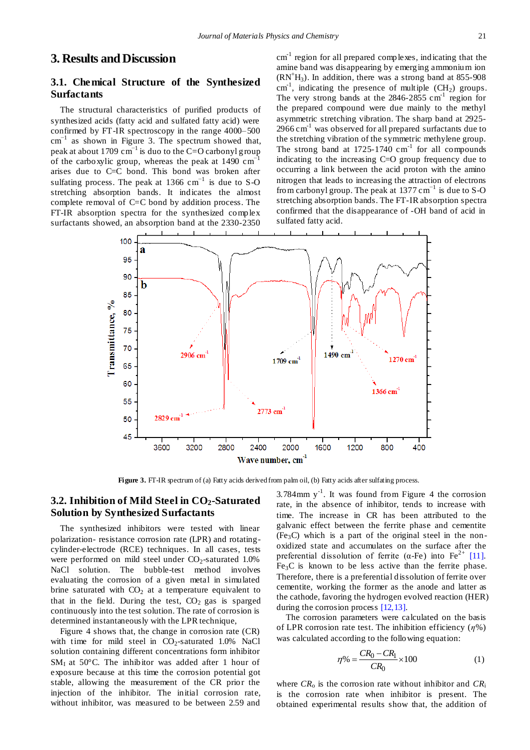# 3. Results and Discussion

## 3.1. Chemical Structure of the Synthesized Surfactants

The structural characteristics of purified products of synthesized acids (fatty acid and sulfated fatty acid) were confirmed by FT-IR spectroscopy in the range 4000–500 $cm^{-1}$ as shown in Figure 3. The spectrum showed that, peak at about 1709 $cm^{-1}$ is duo to the C=O carbonyl group of the carboxylic group, whereas the peak at 1490 $cm^{-1}$ arises due to C=C bond. This bond was broken after sulfating process. The peak at 1366 $cm^{-1}$ is due to S-O stretching absorption bands. It indicates the almost complete removal of C=C bond by addition process. The FT-IR absorption spectra for the synthesized complex surfactants showed, an absorption band at the 2330-2350 $cm^{-1}$ region for all prepared complexes, indicating that the amine band was disappearing by emerging ammonium ion ($RN^+H_3$). In addition, there was a strong band at 855-908 $cm^{-1}$, indicating the presence of multiple ($CH_2$) groups. The very strong bands at the 2846-2855 $cm^{-1}$ region for the prepared compound were due mainly to the methyl asymmetric stretching vibration. The sharp band at 2925-2966 $cm^{-1}$ was observed for all prepared surfactants due to the stretching vibration of the symmetric methylene group. The strong band at 1725-1740 $cm^{-1}$ for all compounds indicating to the increasing C=O group frequency due to occurring a link between the acid proton with the amino nitrogen that leads to increasing the attraction of electrons from carbonyl group. The peak at 1377 $cm^{-1}$ is due to S-O stretching absorption bands. The FT-IR absorption spectra confirmed that the disappearance of -OH band of acid in sulfated fatty acid.

**Figure 3.** FT-IR spectrum of (a) Fatty acids derived from palm oil, (b) Fatty acids after sulfating process.

## 3.2. Inhibition of Mild Steel in $CO_2$-Saturated Solution by Synthesized Surfactants

The synthesized inhibitors were tested with linear polarization- resistance corrosion rate (LPR) and rotating-cylinder-electrode (RCE) techniques. In all cases, tests were performed on mild steel under $CO_2$-saturated 1.0% NaCl solution. The bubble-test method involves evaluating the corrosion of a given metal in simulated brine saturated with $CO_2$ at a temperature equivalent to that in the field. During the test, $CO_2$ gas is sparged continuously into the test solution. The rate of corrosion is determined instantaneously with the LPR technique,

Figure 4 shows that, the change in corrosion rate (CR) with time for mild steel in $CO_2$-saturated 1.0% NaCl solution containing different concentrations form inhibitor $SM_I$ at 50°C. The inhibitor was added after 1 hour of exposure because at this time the corrosion potential got stable, allowing the measurement of the CR prior the injection of the inhibitor. The initial corrosion rate, without inhibitor, was measured to be between 2.59 and 3.784mm $y^{-1}$. It was found from Figure 4 the corrosion rate, in the absence of inhibitor, tends to increase with time. The increase in CR has been attributed to the galvanic effect between the ferrite phase and cementite ($Fe_3C$) which is a part of the original steel in the non-oxidized state and accumulates on the surface after the preferential dissolution of ferrite (α-Fe) into $Fe^{2+}$ [11]. $Fe_3C$ is known to be less active than the ferrite phase. Therefore, there is a preferential dissolution of ferrite over cementite, working the former as the anode and latter as the cathode, favoring the hydrogen evolved reaction (HER) during the corrosion process [12,13].

The corrosion parameters were calculated on the basis of LPR corrosion rate test. The inhibition efficiency ($\eta$%) was calculated according to the following equation:

$$\eta\% = \frac{CR_0 - CR_1}{CR_0} \times 100 \qquad (1)$$

where $CR_o$ is the corrosion rate without inhibitor and $CR_i$ is the corrosion rate when inhibitor is present. The obtained experimental results show that, the addition of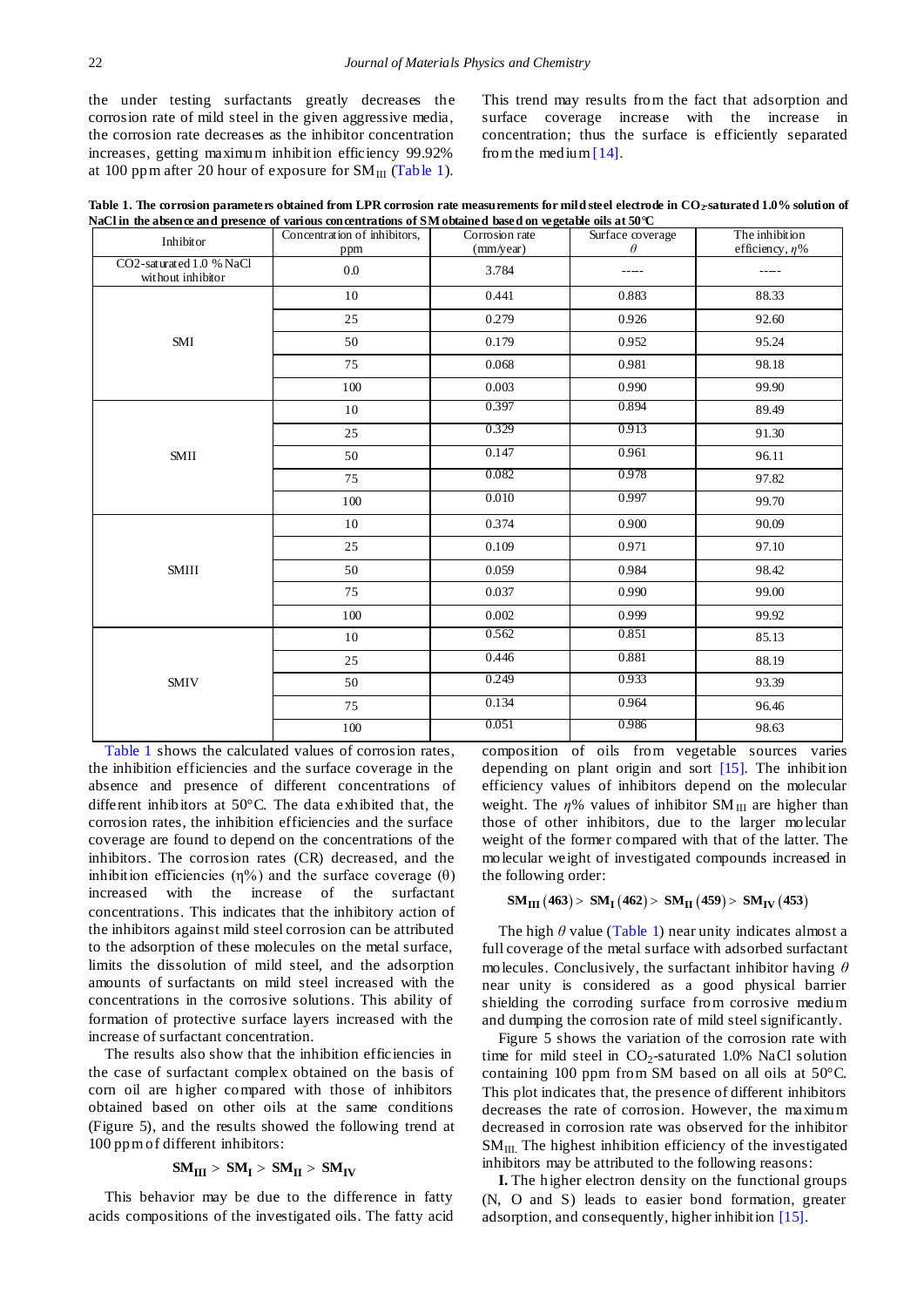the under testing surfactants greatly decreases the corrosion rate of mild steel in the given aggressive media, the corrosion rate decreases as the inhibitor concentration increases, getting maximum inhibition efficiency 99.92% at 100 ppm after 20 hour of exposure for $SM_{III}$ (Table 1). This trend may results from the fact that adsorption and surface coverage increase with the increase in concentration; thus the surface is efficiently separated from the medium [14].

**Table 1. The corrosion parameters obtained from LPR corrosion rate measurements for mild steel electrode in $CO_2$-saturated 1.0% solution of NaCl in the absence and presence of various concentrations of SM obtained based on vegetable oils at 50°C**

| Inhibitor | Concentration of inhibitors, ppm | Corrosion rate (mm/year) | Surface coverage $\theta$ | The inhibition efficiency, $\eta$% |
|---|---|---|---|---|
| CO2-saturated 1.0 % NaCl without inhibitor | 0.0 | 3.784 | ----- | ----- |
| SMI | 10 | 0.441 | 0.883 | 88.33 |
| | 25 | 0.279 | 0.926 | 92.60 |
| | 50 | 0.179 | 0.952 | 95.24 |
| | 75 | 0.068 | 0.981 | 98.18 |
| | 100 | 0.003 | 0.990 | 99.90 |
| SMII | 10 | 0.397 | 0.894 | 89.49 |
| | 25 | 0.329 | 0.913 | 91.30 |
| | 50 | 0.147 | 0.961 | 96.11 |
| | 75 | 0.082 | 0.978 | 97.82 |
| | 100 | 0.010 | 0.997 | 99.70 |
| SMIII | 10 | 0.374 | 0.900 | 90.09 |
| | 25 | 0.109 | 0.971 | 97.10 |
| | 50 | 0.059 | 0.984 | 98.42 |
| | 75 | 0.037 | 0.990 | 99.00 |
| | 100 | 0.002 | 0.999 | 99.92 |
| SMIV | 10 | 0.562 | 0.851 | 85.13 |
| | 25 | 0.446 | 0.881 | 88.19 |
| | 50 | 0.249 | 0.933 | 93.39 |
| | 75 | 0.134 | 0.964 | 96.46 |
| | 100 | 0.051 | 0.986 | 98.63 |

Table 1 shows the calculated values of corrosion rates, the inhibition efficiencies and the surface coverage in the absence and presence of different concentrations of different inhibitors at 50°C. The data exhibited that, the corrosion rates, the inhibition efficiencies and the surface coverage are found to depend on the concentrations of the inhibitors. The corrosion rates (CR) decreased, and the inhibition efficiencies (η%) and the surface coverage (θ) increased with the increase of the surfactant concentrations. This indicates that the inhibitory action of the inhibitors against mild steel corrosion can be attributed to the adsorption of these molecules on the metal surface, limits the dissolution of mild steel, and the adsorption amounts of surfactants on mild steel increased with the concentrations in the corrosive solutions. This ability of formation of protective surface layers increased with the increase of surfactant concentration.

The results also show that the inhibition efficiencies in the case of surfactant complex obtained on the basis of corn oil are higher compared with those of inhibitors obtained based on other oils at the same conditions (Figure 5), and the results showed the following trend at 100 ppm of different inhibitors:

$$\mathbf{SM_{III} > SM_{I} > SM_{II} > SM_{IV}}$$

This behavior may be due to the difference in fatty acids compositions of the investigated oils. The fatty acid composition of oils from vegetable sources varies depending on plant origin and sort [15]. The inhibition efficiency values of inhibitors depend on the molecular weight. The $\eta$% values of inhibitor $SM_{III}$ are higher than those of other inhibitors, due to the larger molecular weight of the former compared with that of the latter. The molecular weight of investigated compounds increased in the following order:

$$\mathbf{SM_{III}\,(463) > SM_{I}\,(462) > SM_{II}\,(459) > SM_{IV}\,(453)}$$

The high $\theta$ value (Table 1) near unity indicates almost a full coverage of the metal surface with adsorbed surfactant molecules. Conclusively, the surfactant inhibitor having $\theta$ near unity is considered as a good physical barrier shielding the corroding surface from corrosive medium and dumping the corrosion rate of mild steel significantly.

Figure 5 shows the variation of the corrosion rate with time for mild steel in $CO_2$-saturated 1.0% NaCl solution containing 100 ppm from SM based on all oils at 50°C. This plot indicates that, the presence of different inhibitors decreases the rate of corrosion. However, the maximum decreased in corrosion rate was observed for the inhibitor $SM_{III}$. The highest inhibition efficiency of the investigated inhibitors may be attributed to the following reasons:

**I.** The higher electron density on the functional groups (N, O and S) leads to easier bond formation, greater adsorption, and consequently, higher inhibition [15].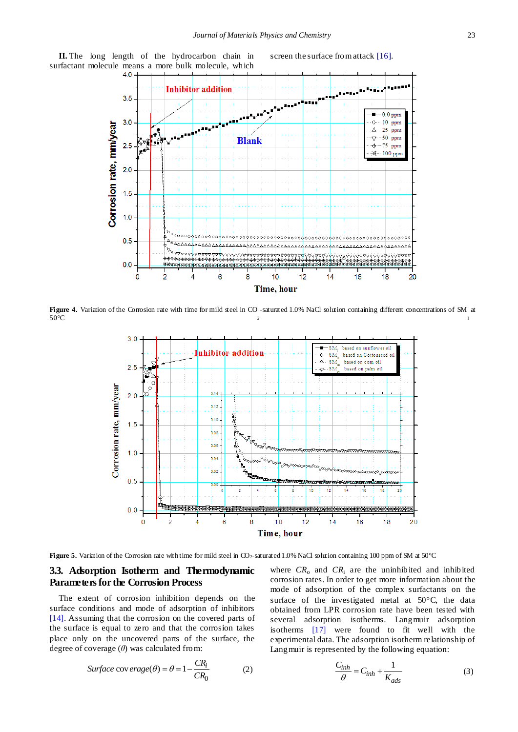**II.** The long length of the hydrocarbon chain in surfactant molecule means a more bulk molecule, which screen the surface from attack [16].

Figure 4. Variation of the Corrosion rate with time for mild steel in $CO_2$-saturated 1.0% NaCl solution containing different concentrations of $SM_I$ at 50°C

Figure 5. Variation of the Corrosion rate with time for mild steel in $CO_2$-saturated 1.0% NaCl solution containing 100 ppm of SM at 50°C

### 3.3. Adsorption Isotherm and Thermodynamic Parameters for the Corrosion Process

The extent of corrosion inhibition depends on the surface conditions and mode of adsorption of inhibitors [14]. Assuming that the corrosion on the covered parts of the surface is equal to zero and that the corrosion takes place only on the uncovered parts of the surface, the degree of coverage ($\theta$) was calculated from:

$$Surface\ coverage(\theta) = \theta = 1 - \frac{CR_i}{CR_0} \qquad (2)$$

where $CR_o$ and $CR_i$ are the uninhibited and inhibited corrosion rates. In order to get more information about the mode of adsorption of the complex surfactants on the surface of the investigated metal at 50°C, the data obtained from LPR corrosion rate have been tested with several adsorption isotherms. Langmuir adsorption isotherms [17] were found to fit well with the experimental data. The adsorption isotherm relationship of Langmuir is represented by the following equation:

$$\frac{C_{inh}}{\theta} = C_{inh} + \frac{1}{K_{ads}} \qquad (3)$$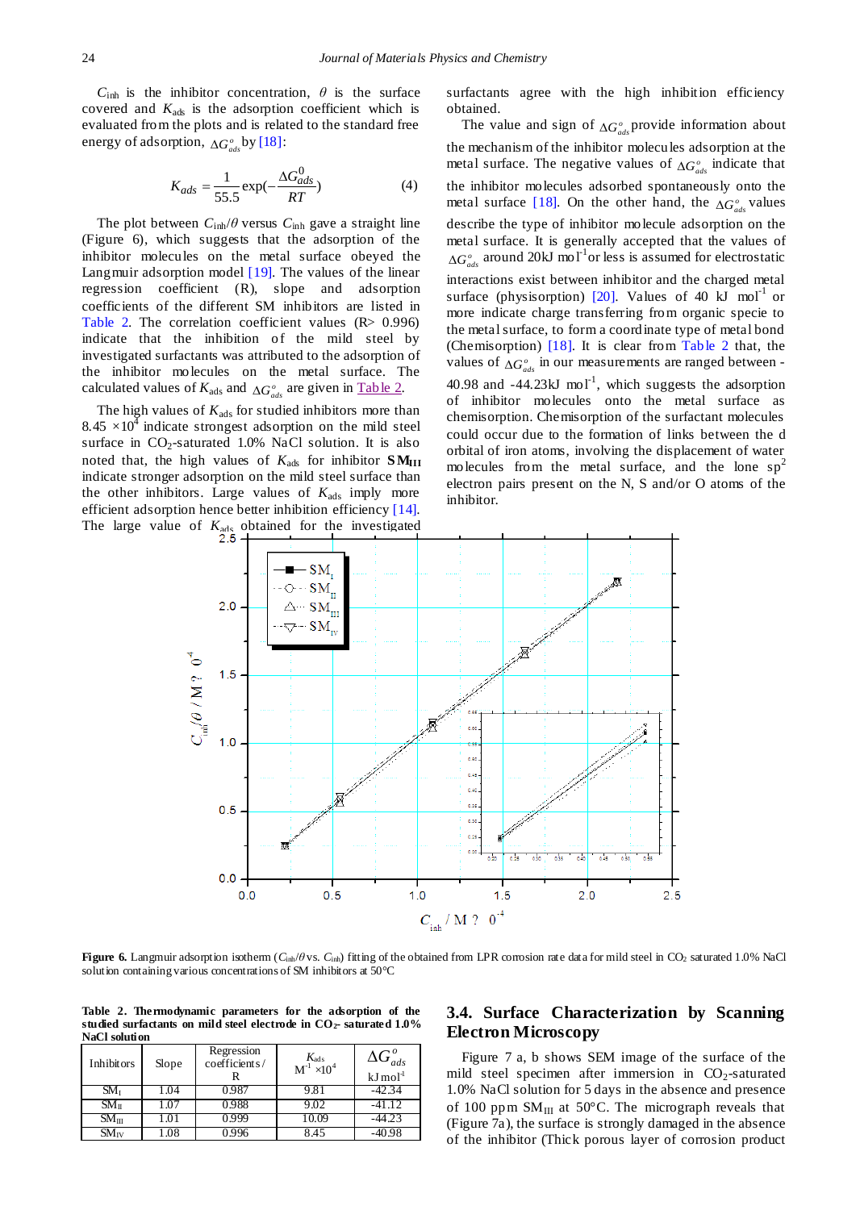$C_{inh}$ is the inhibitor concentration, $\theta$ is the surface covered and $K_{ads}$ is the adsorption coefficient which is evaluated from the plots and is related to the standard free energy of adsorption, $\Delta G^o_{ads}$ by [18]:

$$K_{ads} = \frac{1}{55.5}\exp\left(-\frac{\Delta G^0_{ads}}{RT}\right) \tag{4}$$

The plot between $C_{inh}/\theta$ versus $C_{inh}$ gave a straight line (Figure 6), which suggests that the adsorption of the inhibitor molecules on the metal surface obeyed the Langmuir adsorption model [19]. The values of the linear regression coefficient (R), slope and adsorption coefficients of the different SM inhibitors are listed in Table 2. The correlation coefficient values (R> 0.996) indicate that the inhibition of the mild steel by investigated surfactants was attributed to the adsorption of the inhibitor molecules on the metal surface. The calculated values of $K_{ads}$ and $\Delta G^o_{ads}$ are given in Table 2.

The high values of $K_{ads}$ for studied inhibitors more than $8.45 \times 10^4$ indicate strongest adsorption on the mild steel surface in $CO_2$-saturated 1.0% NaCl solution. It is also noted that, the high values of $K_{ads}$ for inhibitor **$SM_{III}$** indicate stronger adsorption on the mild steel surface than the other inhibitors. Large values of $K_{ads}$ imply more efficient adsorption hence better inhibition efficiency [14]. The large value of $K_{ads}$ obtained for the investigated surfactants agree with the high inhibition efficiency obtained.

The value and sign of $\Delta G^o_{ads}$ provide information about the mechanism of the inhibitor molecules adsorption at the metal surface. The negative values of $\Delta G^o_{ads}$ indicate that the inhibitor molecules adsorbed spontaneously onto the metal surface [18]. On the other hand, the $\Delta G^o_{ads}$ values describe the type of inhibitor molecule adsorption on the metal surface. It is generally accepted that the values of $\Delta G^o_{ads}$ around 20kJ $mol^{-1}$ or less is assumed for electrostatic interactions exist between inhibitor and the charged metal surface (physisorption) [20]. Values of 40 kJ $mol^{-1}$ or more indicate charge transferring from organic specie to the metal surface, to form a coordinate type of metal bond (Chemisorption) [18]. It is clear from Table 2 that, the values of $\Delta G^o_{ads}$ in our measurements are ranged between -40.98 and -44.23kJ $mol^{-1}$, which suggests the adsorption of inhibitor molecules onto the metal surface as chemisorption. Chemisorption of the surfactant molecules could occur due to the formation of links between the d orbital of iron atoms, involving the displacement of water molecules from the metal surface, and the lone $sp^2$ electron pairs present on the N, S and/or O atoms of the inhibitor.

**Figure 6.** Langmuir adsorption isotherm ($C_{inh}/\theta$ vs. $C_{inh}$) fitting of the obtained from LPR corrosion rate data for mild steel in $CO_2$ saturated 1.0% NaCl solution containing various concentrations of SM inhibitors at 50°C

**Table 2. Thermodynamic parameters for the adsorption of the studied surfactants on mild steel electrode in $CO_2$- saturated 1.0% NaCl solution**

| Inhibitors | Slope | Regression coefficients / R | $K_{ads}$ $M^{-1} \times 10^4$ | $\Delta G^o_{ads}$ kJ $mol^{-1}$ |
|---|---|---|---|---|
| $SM_I$ | 1.04 | 0.987 | 9.81 | -42.34 |
| $SM_{II}$ | 1.07 | 0.988 | 9.02 | -41.12 |
| $SM_{III}$ | 1.01 | 0.999 | 10.09 | -44.23 |
| $SM_{IV}$ | 1.08 | 0.996 | 8.45 | -40.98 |

## 3.4. Surface Characterization by Scanning Electron Microscopy

Figure 7 a, b shows SEM image of the surface of the mild steel specimen after immersion in $CO_2$-saturated 1.0% NaCl solution for 5 days in the absence and presence of 100 ppm $SM_{III}$ at 50°C. The micrograph reveals that (Figure 7a), the surface is strongly damaged in the absence of the inhibitor (Thick porous layer of corrosion product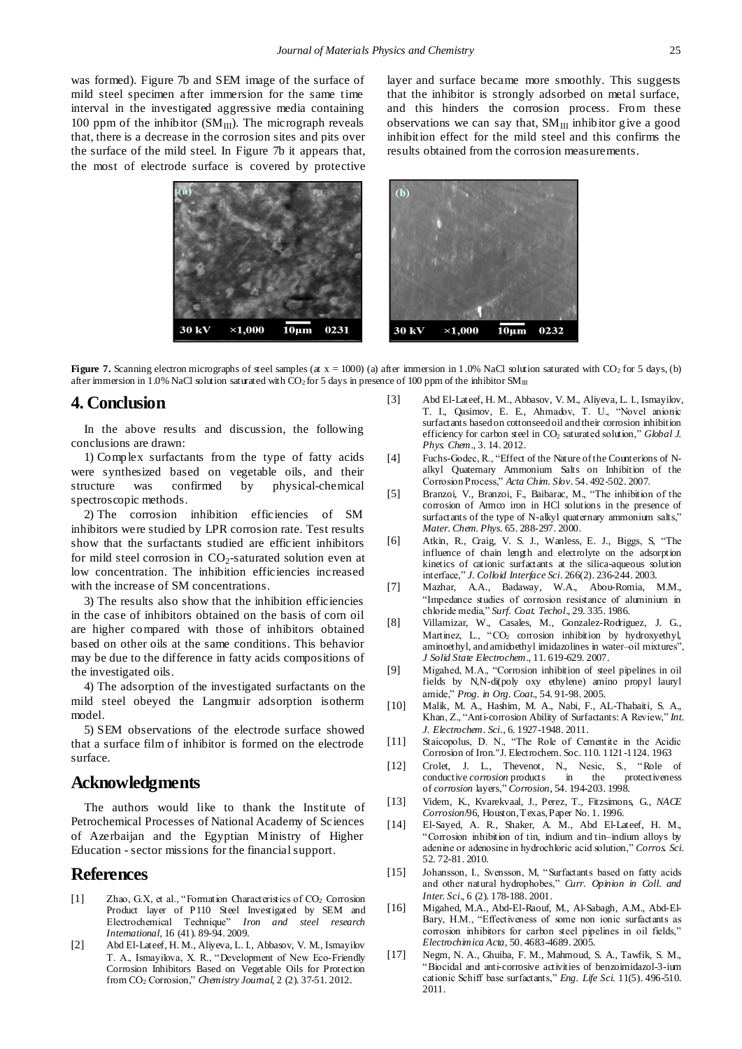was formed). Figure 7b and SEM image of the surface of mild steel specimen after immersion for the same time interval in the investigated aggressive media containing 100 ppm of the inhibitor ($SM_{III}$). The micrograph reveals that, there is a decrease in the corrosion sites and pits over the surface of the mild steel. In Figure 7b it appears that, the most of electrode surface is covered by protective layer and surface became more smoothly. This suggests that the inhibitor is strongly adsorbed on metal surface, and this hinders the corrosion process. From these observations we can say that, $SM_{III}$ inhibitor give a good inhibition effect for the mild steel and this confirms the results obtained from the corrosion measurements.

**Figure 7.** Scanning electron micrographs of steel samples (at x = 1000) (a) after immersion in 1.0% NaCl solution saturated with $CO_2$ for 5 days, (b) after immersion in 1.0% NaCl solution saturated with $CO_2$ for 5 days in presence of 100 ppm of the inhibitor $SM_{III}$

## 4. Conclusion

In the above results and discussion, the following conclusions are drawn:

1) Complex surfactants from the type of fatty acids were synthesized based on vegetable oils, and their structure was confirmed by physical-chemical spectroscopic methods.

2) The corrosion inhibition efficiencies of SM inhibitors were studied by LPR corrosion rate. Test results show that the surfactants studied are efficient inhibitors for mild steel corrosion in $CO_2$-saturated solution even at low concentration. The inhibition efficiencies increased with the increase of SM concentrations.

3) The results also show that the inhibition efficiencies in the case of inhibitors obtained on the basis of corn oil are higher compared with those of inhibitors obtained based on other oils at the same conditions. This behavior may be due to the difference in fatty acids compositions of the investigated oils.

4) The adsorption of the investigated surfactants on the mild steel obeyed the Langmuir adsorption isotherm model.

5) SEM observations of the electrode surface showed that a surface film of inhibitor is formed on the electrode surface.

## Acknowledgments

The authors would like to thank the Institute of Petrochemical Processes of National Academy of Sciences of Azerbaijan and the Egyptian Ministry of Higher Education - sector missions for the financial support.

## References

[1] Zhao, G.X, et al., "Formation Characteristics of $CO_2$ Corrosion Product layer of P110 Steel Investigated by SEM and Electrochemical Technique" *Iron and steel research International*, 16 (41). 89-94. 2009.

[2] Abd El-Lateef, H. M., Aliyeva, L. I., Abbasov, V. M., Ismayilov T. A., Ismayilova, X. R., "Development of New Eco-Friendly Corrosion Inhibitors Based on Vegetable Oils for Protection from $CO_2$ Corrosion," *Chemistry Journal*, 2 (2). 37-51. 2012.

[3] Abd El-Lateef, H. M., Abbasov, V. M., Aliyeva, L. I., Ismayilov, T. I., Qasimov, E. E., Ahmadov, T. U., "Novel anionic surfactants based on cottonseed oil and their corrosion inhibition efficiency for carbon steel in $CO_2$ saturated solution," *Global J. Phys. Chem*., 3. 14. 2012.

[4] Fuchs-Godec, R., "Effect of the Nature of the Counterions of N-alkyl Quaternary Ammonium Salts on Inhibition of the Corrosion Process," *Acta Chim. Slov*. 54. 492-502. 2007.

[5] Branzoi, V., Branzoi, F., Baibarac, M., "The inhibition of the corrosion of Armco iron in HCl solutions in the presence of surfactants of the type of N-alkyl quaternary ammonium salts," *Mater. Chem. Phys*. 65. 288-297. 2000.

[6] Atkin, R., Craig, V. S. J., Wanless, E. J., Biggs, S, "The influence of chain length and electrolyte on the adsorption kinetics of cationic surfactants at the silica-aqueous solution interface," *J. Colloid Interface Sci*. 266(2). 236-244. 2003.

[7] Mazhar, A.A., Badaway, W.A., Abou-Romia, M.M., "Impedance studies of corrosion resistance of aluminium in chloride media," *Surf. Coat. Techol*., 29. 335. 1986.

[8] Villamizar, W., Casales, M., Gonzalez-Rodriguez, J. G., Martinez, L., "$CO_2$ corrosion inhibition by hydroxyethyl, aminoethyl, and amidoethyl imidazolines in water–oil mixtures", *J Solid State Electrochem*., 11. 619-629. 2007.

[9] Migahed, M.A., "Corrosion inhibition of steel pipelines in oil fields by N,N-di(poly oxy ethylene) amino propyl lauryl amide," *Prog. in Org. Coat*., 54. 91-98. 2005.

[10] Malik, M. A., Hashim, M. A., Nabi, F., AL-Thabaiti, S. A., Khan, Z., "Anti-corrosion Ability of Surfactants: A Review," *Int. J. Electrochem. Sci*., 6. 1927-1948. 2011.

[11] Staicopolus, D. N., "The Role of Cementite in the Acidic Corrosion of Iron."J. Electrochem. Soc. 110. 1121-1124. 1963

[12] Crolet, J. L., Thevenot, N., Nesic, S., "Role of conductive *corrosion* products in the protectiveness of *corrosion* layers," *Corrosion*, 54. 194-203. 1998.

[13] Videm, K., Kvarekvaal, J., Perez, T., Fitzsimons, G., *NACE Corrosion/96*, Houston, Texas, Paper No. 1. 1996.

[14] El-Sayed, A. R., Shaker, A. M., Abd El-Lateef, H. M., "Corrosion inhibition of tin, indium and tin–indium alloys by adenine or adenosine in hydrochloric acid solution," *Corros. Sci*. 52. 72-81. 2010.

[15] Johansson, I., Svensson, M, "Surfactants based on fatty acids and other natural hydrophobes," *Curr. Opinion in Coll. and Inter. Sci*., 6 (2). 178-188. 2001.

[16] Migahed, M.A., Abd-El-Raouf, M., Al-Sabagh, A.M., Abd-El-Bary, H.M., "Effectiveness of some non ionic surfactants as corrosion inhibitors for carbon steel pipelines in oil fields," *Electrochimica Acta*, 50. 4683-4689. 2005.

[17] Negm, N. A., Ghuiba, F. M., Mahmoud, S. A., Tawfik, S. M., "Biocidal and anti-corrosive activities of benzoimidazol-3-ium cationic Schiff base surfactants," *Eng. Life Sci*. 11(5). 496-510. 2011.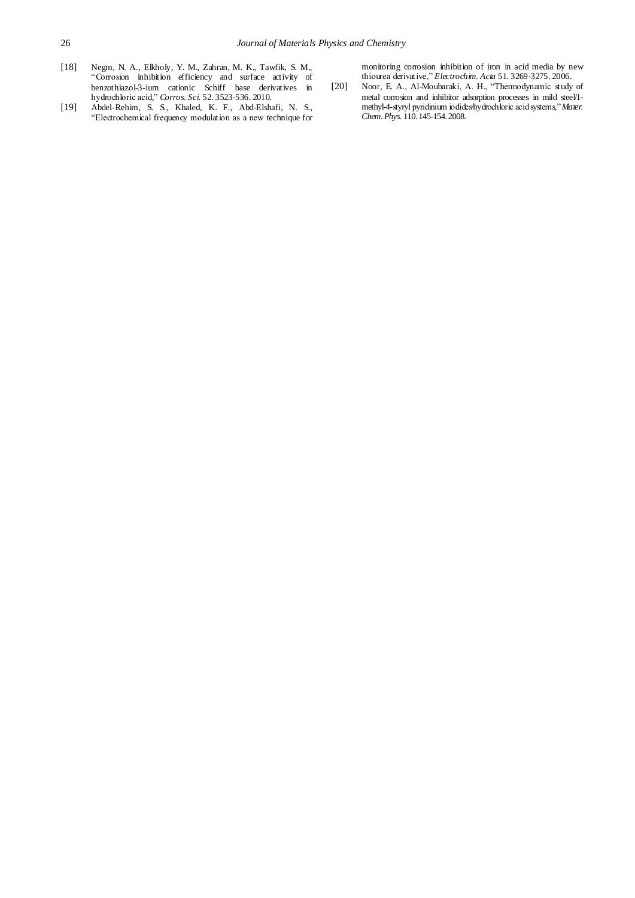[18] Negm, N. A., Elkholy, Y. M., Zahran, M. K., Tawfik, S. M., "Corrosion inhibition efficiency and surface activity of benzothiazol-3-ium cationic Schiff base derivatives in hydrochloric acid," *Corros. Sci.* 52. 3523-536. 2010.

[19] Abdel-Rehim, S. S., Khaled, K. F., Abd-Elshafi, N. S., "Electrochemical frequency modulation as a new technique for monitoring corrosion inhibition of iron in acid media by new thiourea derivative," *Electrochim. Acta* 51. 3269-3275. 2006.

[20] Noor, E. A., Al-Moubaraki, A. H., "Thermodynamic study of metal corrosion and inhibitor adsorption processes in mild steel/1-methyl-4-styryl pyridinium iodides/hydrochloric acid systems," *Mater. Chem. Phys.* 110. 145-154. 2008.